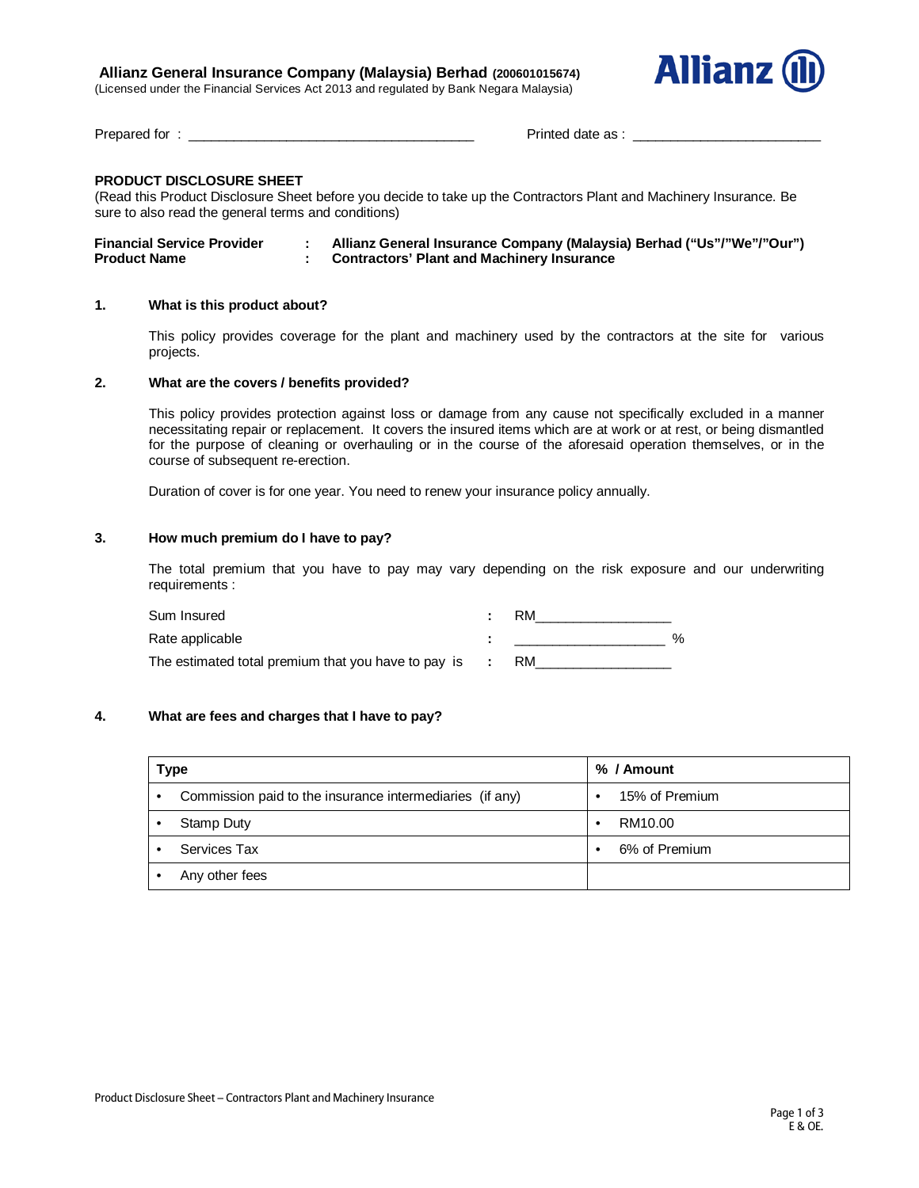**Allianz General Insurance Company (Malaysia) Berhad (200601015674)**
(Licensed under the Financial Services Act 2013 and regulated by Bank Negara Malaysia)

Allianz

Prepared for : ______________________________________ Printed date as : _________________________

**PRODUCT DISCLOSURE SHEET**
(Read this Product Disclosure Sheet before you decide to take up the Contractors Plant and Machinery Insurance. Be sure to also read the general terms and conditions)

| | | |
|---|---|---|
| **Financial Service Provider** | : | **Allianz General Insurance Company (Malaysia) Berhad ("Us"/"We"/"Our")** |
| **Product Name** | : | **Contractors' Plant and Machinery Insurance** |

**1. What is this product about?**

This policy provides coverage for the plant and machinery used by the contractors at the site for various projects.

**2. What are the covers / benefits provided?**

This policy provides protection against loss or damage from any cause not specifically excluded in a manner necessitating repair or replacement. It covers the insured items which are at work or at rest, or being dismantled for the purpose of cleaning or overhauling or in the course of the aforesaid operation themselves, or in the course of subsequent re-erection.

Duration of cover is for one year. You need to renew your insurance policy annually.

**3. How much premium do I have to pay?**

The total premium that you have to pay may vary depending on the risk exposure and our underwriting requirements :

| | | |
|---|---|---|
| Sum Insured | : | RM__________________ |
| Rate applicable | : | ____________________ % |
| The estimated total premium that you have to pay is | : | RM__________________ |

**4. What are fees and charges that I have to pay?**

| Type | % / Amount |
|---|---|
| • Commission paid to the insurance intermediaries (if any) | • 15% of Premium |
| • Stamp Duty | • RM10.00 |
| • Services Tax | • 6% of Premium |
| • Any other fees | |

E & OE.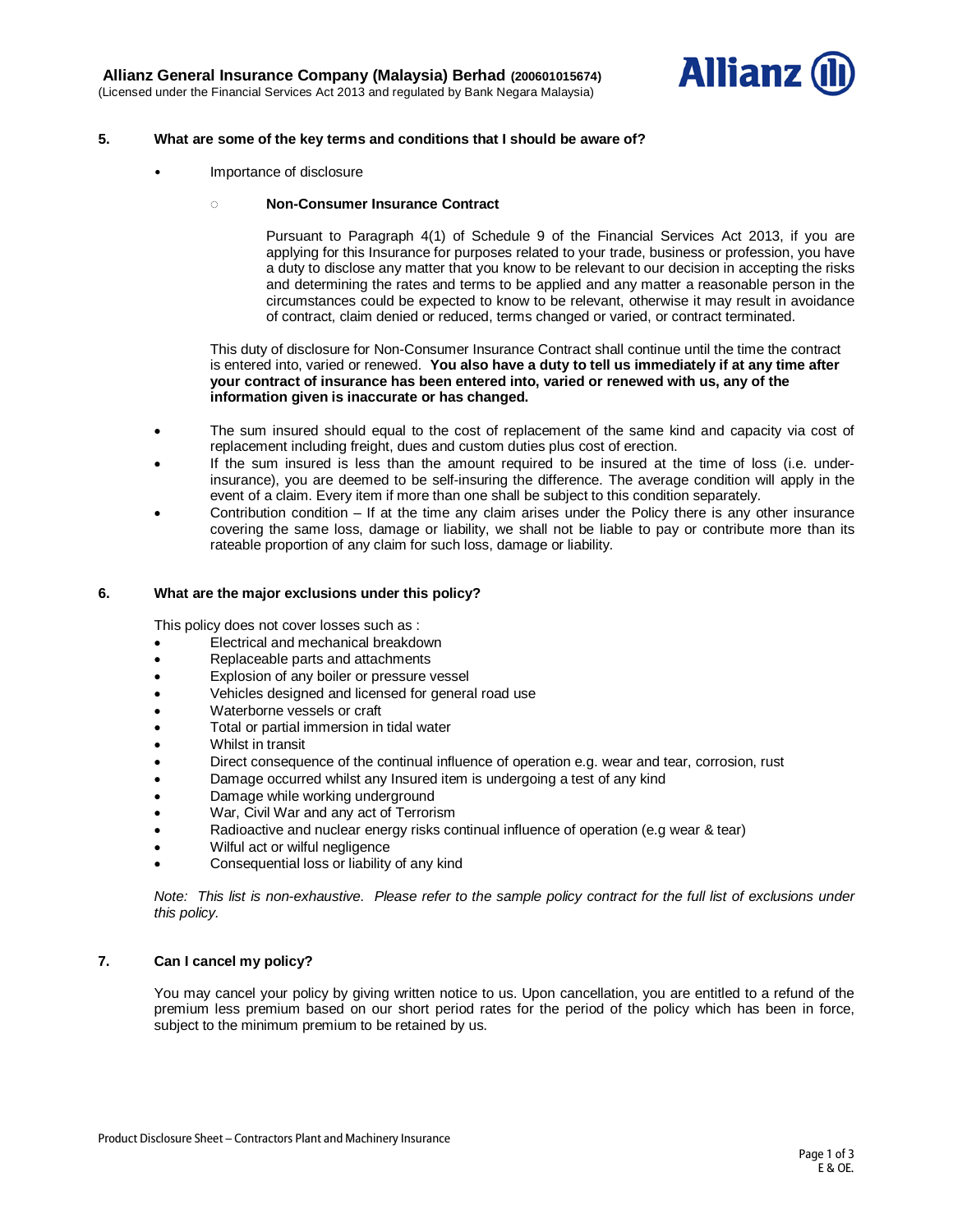**5. What are some of the key terms and conditions that I should be aware of?**

- Importance of disclosure

  - **Non-Consumer Insurance Contract**

    Pursuant to Paragraph 4(1) of Schedule 9 of the Financial Services Act 2013, if you are applying for this Insurance for purposes related to your trade, business or profession, you have a duty to disclose any matter that you know to be relevant to our decision in accepting the risks and determining the rates and terms to be applied and any matter a reasonable person in the circumstances could be expected to know to be relevant, otherwise it may result in avoidance of contract, claim denied or reduced, terms changed or varied, or contract terminated.

  This duty of disclosure for Non-Consumer Insurance Contract shall continue until the time the contract is entered into, varied or renewed. **You also have a duty to tell us immediately if at any time after your contract of insurance has been entered into, varied or renewed with us, any of the information given is inaccurate or has changed.**

- The sum insured should equal to the cost of replacement of the same kind and capacity via cost of replacement including freight, dues and custom duties plus cost of erection.
- If the sum insured is less than the amount required to be insured at the time of loss (i.e. under-insurance), you are deemed to be self-insuring the difference. The average condition will apply in the event of a claim. Every item if more than one shall be subject to this condition separately.
- Contribution condition – If at the time any claim arises under the Policy there is any other insurance covering the same loss, damage or liability, we shall not be liable to pay or contribute more than its rateable proportion of any claim for such loss, damage or liability.

**6. What are the major exclusions under this policy?**

This policy does not cover losses such as :

- Electrical and mechanical breakdown
- Replaceable parts and attachments
- Explosion of any boiler or pressure vessel
- Vehicles designed and licensed for general road use
- Waterborne vessels or craft
- Total or partial immersion in tidal water
- Whilst in transit
- Direct consequence of the continual influence of operation e.g. wear and tear, corrosion, rust
- Damage occurred whilst any Insured item is undergoing a test of any kind
- Damage while working underground
- War, Civil War and any act of Terrorism
- Radioactive and nuclear energy risks continual influence of operation (e.g wear & tear)
- Wilful act or wilful negligence
- Consequential loss or liability of any kind

*Note: This list is non-exhaustive. Please refer to the sample policy contract for the full list of exclusions under this policy.*

**7. Can I cancel my policy?**

You may cancel your policy by giving written notice to us. Upon cancellation, you are entitled to a refund of the premium less premium based on our short period rates for the period of the policy which has been in force, subject to the minimum premium to be retained by us.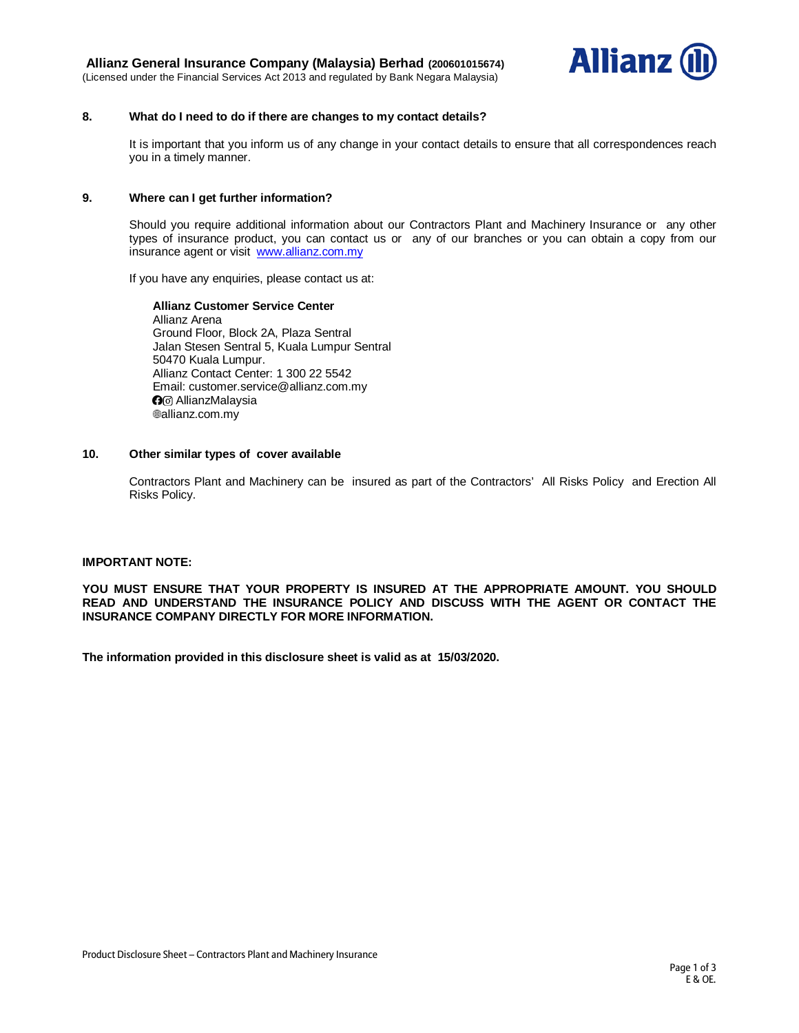**8. What do I need to do if there are changes to my contact details?**

It is important that you inform us of any change in your contact details to ensure that all correspondences reach you in a timely manner.

**9. Where can I get further information?**

Should you require additional information about our Contractors Plant and Machinery Insurance or any other types of insurance product, you can contact us or any of our branches or you can obtain a copy from our insurance agent or visit [www.allianz.com.my](www.allianz.com.my)

If you have any enquiries, please contact us at:

**Allianz Customer Service Center**
Allianz Arena
Ground Floor, Block 2A, Plaza Sentral
Jalan Stesen Sentral 5, Kuala Lumpur Sentral
50470 Kuala Lumpur.
Allianz Contact Center: 1 300 22 5542
Email: customer.service@allianz.com.my
AllianzMalaysia
allianz.com.my

**10. Other similar types of cover available**

Contractors Plant and Machinery can be insured as part of the Contractors' All Risks Policy and Erection All Risks Policy.

**IMPORTANT NOTE:**

**YOU MUST ENSURE THAT YOUR PROPERTY IS INSURED AT THE APPROPRIATE AMOUNT. YOU SHOULD READ AND UNDERSTAND THE INSURANCE POLICY AND DISCUSS WITH THE AGENT OR CONTACT THE INSURANCE COMPANY DIRECTLY FOR MORE INFORMATION.**

**The information provided in this disclosure sheet is valid as at 15/03/2020.**